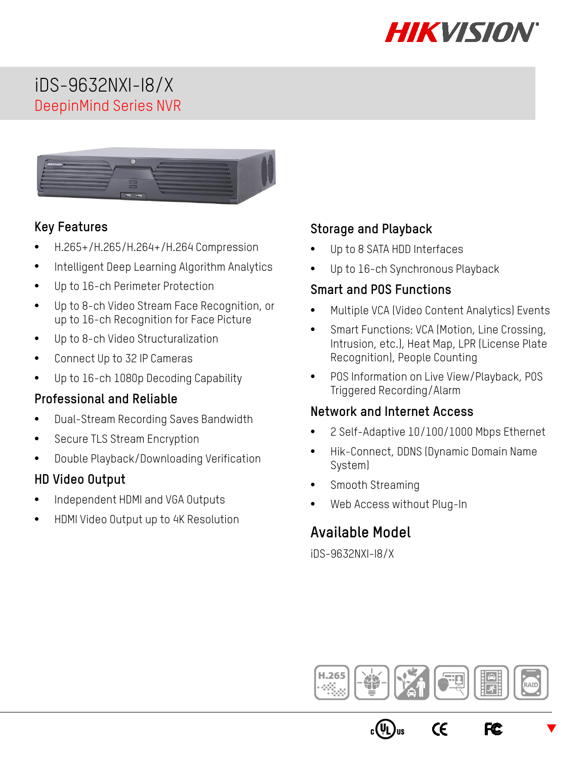# iDS-9632NXI-I8/X

## DeepinMind Series NVR

### Key Features

- H.265+/H.265/H.264+/H.264 Compression
- Intelligent Deep Learning Algorithm Analytics
- Up to 16-ch Perimeter Protection
- Up to 8-ch Video Stream Face Recognition, or up to 16-ch Recognition for Face Picture
- Up to 8-ch Video Structuralization
- Connect Up to 32 IP Cameras
- Up to 16-ch 1080p Decoding Capability

### Professional and Reliable

- Dual-Stream Recording Saves Bandwidth
- Secure TLS Stream Encryption
- Double Playback/Downloading Verification

### HD Video Output

- Independent HDMI and VGA Outputs
- HDMI Video Output up to 4K Resolution

### Storage and Playback

- Up to 8 SATA HDD Interfaces
- Up to 16-ch Synchronous Playback

### Smart and POS Functions

- Multiple VCA (Video Content Analytics) Events
- Smart Functions: VCA (Motion, Line Crossing, Intrusion, etc.), Heat Map, LPR (License Plate Recognition), People Counting
- POS Information on Live View/Playback, POS Triggered Recording/Alarm

### Network and Internet Access

- 2 Self-Adaptive 10/100/1000 Mbps Ethernet
- Hik-Connect, DDNS (Dynamic Domain Name System)
- Smooth Streaming
- Web Access without Plug-In

### Available Model

iDS-9632NXI-I8/X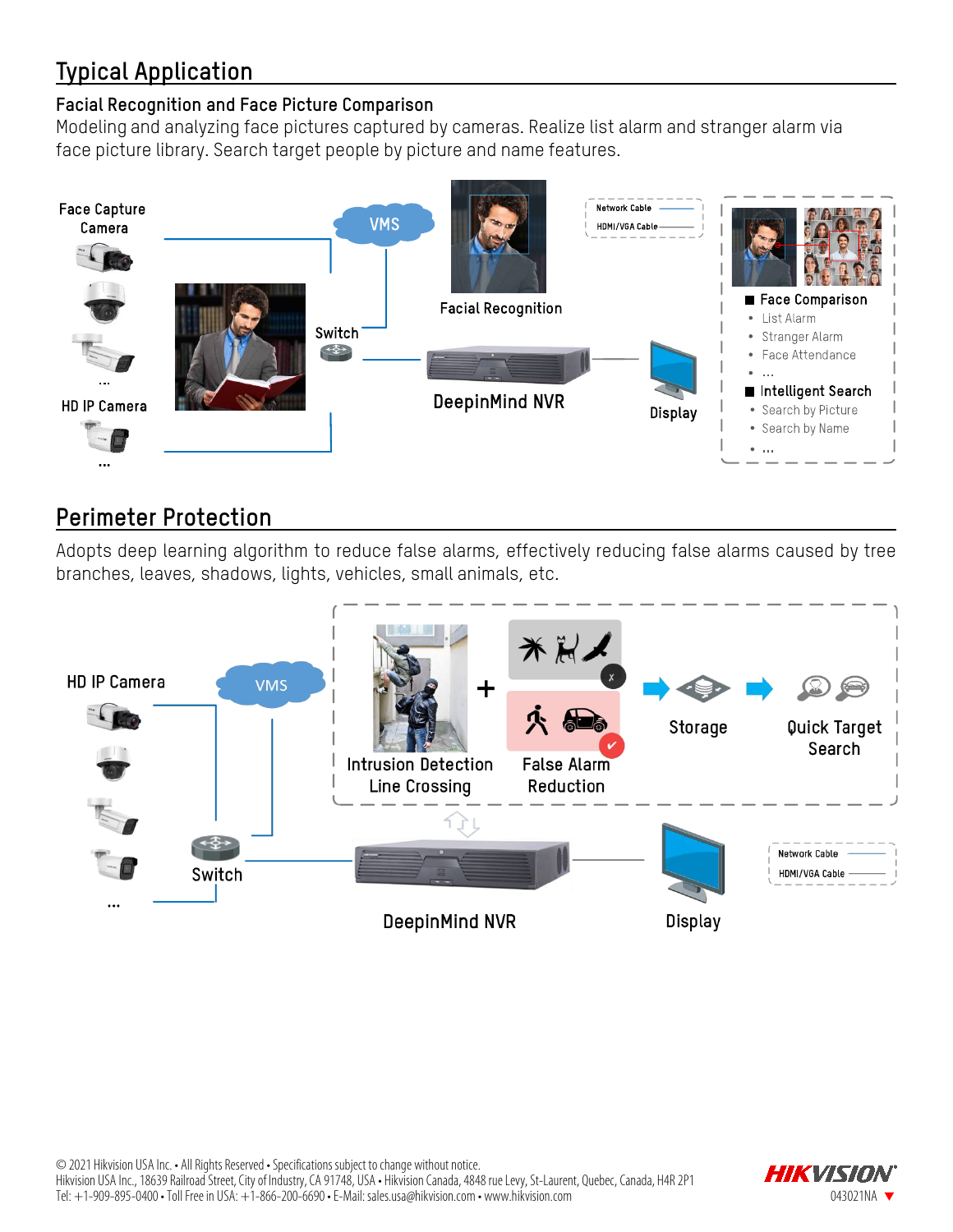## Typical Application

### Facial Recognition and Face Picture Comparison

Modeling and analyzing face pictures captured by cameras. Realize list alarm and stranger alarm via face picture library. Search target people by picture and name features.

Face Capture Camera

...

HD IP Camera

...

VMS

Switch

Facial Recognition

DeepinMind NVR

Display

Network Cable

HDMI/VGA Cable

- **Face Comparison**
  - List Alarm
  - Stranger Alarm
  - Face Attendance
  - ...
- **Intelligent Search**
  - Search by Picture
  - Search by Name
  - ...

## Perimeter Protection

Adopts deep learning algorithm to reduce false alarms, effectively reducing false alarms caused by tree branches, leaves, shadows, lights, vehicles, small animals, etc.

HD IP Camera

...

VMS

Switch

Intrusion Detection Line Crossing

+

False Alarm Reduction

Storage

Quick Target Search

DeepinMind NVR

Display

Network Cable

HDMI/VGA Cable

© 2021 Hikvision USA Inc. • All Rights Reserved • Specifications subject to change without notice.
Hikvision USA Inc., 18639 Railroad Street, City of Industry, CA 91748, USA • Hikvision Canada, 4848 rue Levy, St-Laurent, Quebec, Canada, H4R 2P1
Tel: +1-909-895-0400 • Toll Free in USA: +1-866-200-6690 • E-Mail: sales.usa@hikvision.com • www.hikvision.com

HIKVISION

043021NA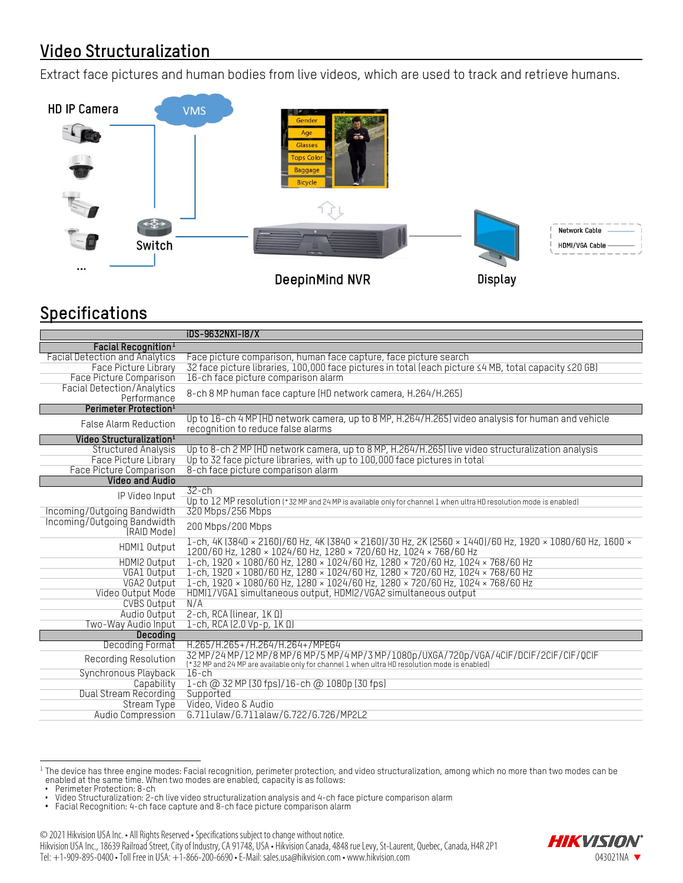## Video Structuralization

Extract face pictures and human bodies from live videos, which are used to track and retrieve humans.

## Specifications

| | iDS-9632NXI-I8/X |
|---|---|
| **Facial Recognition**[1] | |
| Facial Detection and Analytics | Face picture comparison, human face capture, face picture search |
| Face Picture Library | 32 face picture libraries, 100,000 face pictures in total (each picture ≤4 MB, total capacity ≤20 GB) |
| Face Picture Comparison | 16-ch face picture comparison alarm |
| Facial Detection/Analytics Performance | 8-ch 8 MP human face capture (HD network camera, H.264/H.265) |
| **Perimeter Protection**[1] | |
| False Alarm Reduction | Up to 16-ch 4 MP (HD network camera, up to 8 MP, H.264/H.265) video analysis for human and vehicle recognition to reduce false alarms |
| **Video Structuralization**[1] | |
| Structured Analysis | Up to 8-ch 2 MP (HD network camera, up to 8 MP, H.265/H.265) live video structuralization analysis |
| Face Picture Library | Up to 32 face picture libraries, with up to 100,000 face pictures in total |
| Face Picture Comparison | 8-ch face picture comparison alarm |
| **Video and Audio** | |
| IP Video Input | 32-ch<br>Up to 12 MP resolution (*32 MP and 24 MP is available only for channel 1 when ultra HD resolution mode is enabled) |
| Incoming/Outgoing Bandwidth | 320 Mbps/256 Mbps |
| Incoming/Outgoing Bandwidth (RAID Mode) | 200 Mbps/200 Mbps |
| HDMI1 Output | 1-ch, 4K (3840 × 2160)/60 Hz, 4K (3840 × 2160)/30 Hz, 2K (2560 × 1440)/60 Hz, 1920 × 1080/60 Hz, 1600 × 1200/60 Hz, 1280 × 1024/60 Hz, 1280 × 720/60 Hz, 1024 × 768/60 Hz |
| HDMI2 Output | 1-ch, 1920 × 1080/60 Hz, 1280 × 1024/60 Hz, 1280 × 720/60 Hz, 1024 × 768/60 Hz |
| VGA1 Output | 1-ch, 1920 × 1080/60 Hz, 1280 × 1024/60 Hz, 1280 × 720/60 Hz, 1024 × 768/60 Hz |
| VGA2 Output | 1-ch, 1920 × 1080/60 Hz, 1280 × 1024/60 Hz, 1280 × 720/60 Hz, 1024 × 768/60 Hz |
| Video Output Mode | HDMI1/VGA1 simultaneous output, HDMI2/VGA2 simultaneous output |
| CVBS Output | N/A |
| Audio Output | 2-ch, RCA (linear, 1K Ω) |
| Two-Way Audio Input | 1-ch, RCA (2.0 Vp-p, 1K Ω) |
| **Decoding** | |
| Decoding Format | H.265/H.265+/H.264/H.264+/MPEG4 |
| Recording Resolution | 32 MP/24 MP/12 MP/8 MP/6 MP/5 MP/4 MP/3 MP/1080p/UXGA/720p/VGA/4CIF/DCIF/2CIF/CIF/QCIF<br>(*32 MP and 24 MP are available only for channel 1 when ultra HD resolution mode is enabled) |
| Synchronous Playback | 16-ch |
| Capability | 1-ch @ 32 MP (30 fps)/16-ch @ 1080p (30 fps) |
| Dual Stream Recording | Supported |
| Stream Type | Video, Video & Audio |
| Audio Compression | G.711ulaw/G.711alaw/G.722/G.726/MP2L2 |

[1] The device has three engine modes: Facial recognition, perimeter protection, and video structuralization, among which no more than two modes can be enabled at the same time. When two modes are enabled, capacity is as follows:

- Perimeter Protection: 8-ch
- Video Structuralization: 2-ch live video structuralization analysis and 4-ch face picture comparison alarm
- Facial Recognition: 4-ch face capture and 8-ch face picture comparison alarm

© 2021 Hikvision USA Inc. • All Rights Reserved • Specifications subject to change without notice.
Hikvision USA Inc., 18639 Railroad Street, City of Industry, CA 91748, USA • Hikvision Canada, 4848 rue Levy, St-Laurent, Quebec, Canada, H4R 2P1
Tel: +1-909-895-0400 • Toll Free in USA: +1-866-200-6690 • E-Mail: sales.usa@hikvision.com • www.hikvision.com

043021NA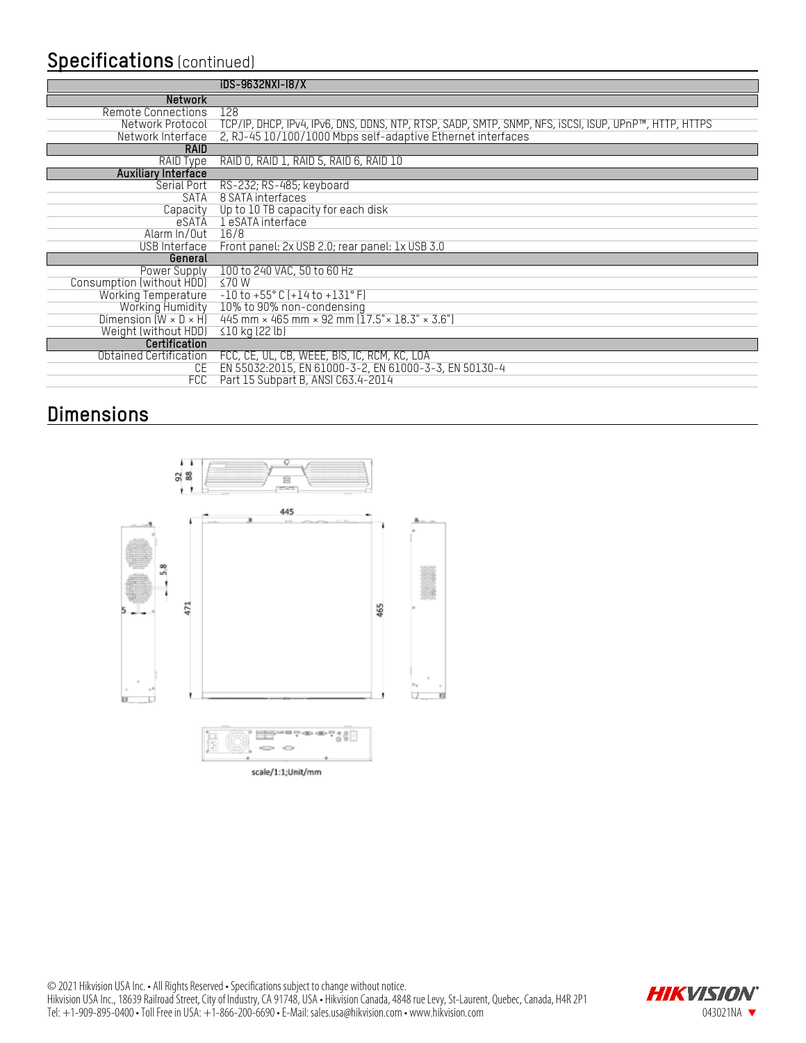## Specifications (continued)

| | iDS-9632NXI-I8/X |
|---|---|
| **Network** | |
| Remote Connections | 128 |
| Network Protocol | TCP/IP, DHCP, IPv4, IPv6, DNS, DDNS, NTP, RTSP, SADP, SMTP, SNMP, NFS, iSCSI, ISUP, UPnP™, HTTP, HTTPS |
| Network Interface | 2, RJ-45 10/100/1000 Mbps self-adaptive Ethernet interfaces |
| **RAID** | |
| RAID Type | RAID 0, RAID 1, RAID 5, RAID 6, RAID 10 |
| **Auxiliary Interface** | |
| Serial Port | RS-232; RS-485; keyboard |
| SATA | 8 SATA interfaces |
| Capacity | Up to 10 TB capacity for each disk |
| eSATA | 1 eSATA interface |
| Alarm In/Out | 16/8 |
| USB Interface | Front panel: 2x USB 2.0; rear panel: 1x USB 3.0 |
| **General** | |
| Power Supply | 100 to 240 VAC, 50 to 60 Hz |
| Consumption (without HDD) | ≤70 W |
| Working Temperature | -10 to +55° C (+14 to +131° F) |
| Working Humidity | 10% to 90% non-condensing |
| Dimension (W × D × H) | 445 mm × 465 mm × 92 mm (17.5"× 18.3" × 3.6") |
| Weight (without HDD) | ≤10 kg (22 lb) |
| **Certification** | |
| Obtained Certification | FCC, CE, UL, CB, WEEE, BIS, IC, RCM, KC, LOA |
| CE | EN 55032:2015, EN 61000-3-2, EN 61000-3-3, EN 50130-4 |
| FCC | Part 15 Subpart B, ANSI C63.4-2014 |

## Dimensions

scale/1:1;Unit/mm

© 2021 Hikvision USA Inc. • All Rights Reserved • Specifications subject to change without notice.
Hikvision USA Inc., 18639 Railroad Street, City of Industry, CA 91748, USA • Hikvision Canada, 4848 rue Levy, St-Laurent, Quebec, Canada, H4R 2P1
Tel: +1-909-895-0400 • Toll Free in USA: +1-866-200-6690 • E-Mail: sales.usa@hikvision.com • www.hikvision.com

043021NA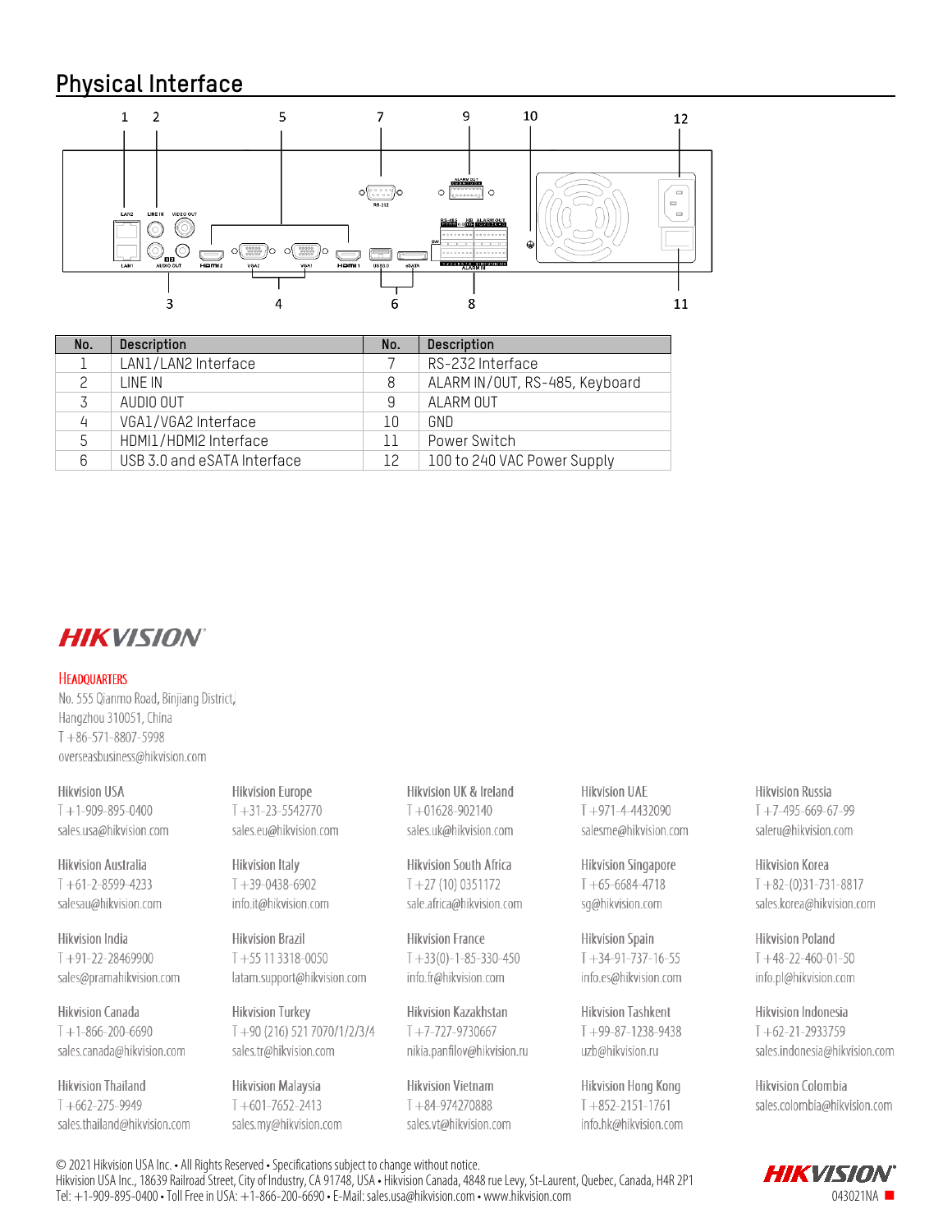## Physical Interface

| No. | Description | No. | Description |
|---|---|---|---|
| 1 | LAN1/LAN2 Interface | 7 | RS-232 Interface |
| 2 | LINE IN | 8 | ALARM IN/OUT, RS-485, Keyboard |
| 3 | AUDIO OUT | 9 | ALARM OUT |
| 4 | VGA1/VGA2 Interface | 10 | GND |
| 5 | HDMI1/HDMI2 Interface | 11 | Power Switch |
| 6 | USB 3.0 and eSATA Interface | 12 | 100 to 240 VAC Power Supply |

HIKVISION

**Headquarters**
No. 555 Qianmo Road, Binjiang District,
Hangzhou 310051, China
T +86-571-8807-5998
overseasbusiness@hikvision.com

Hikvision USA
T +1-909-895-0400
sales.usa@hikvision.com

Hikvision Europe
T +31-23-5542770
sales.eu@hikvision.com

Hikvision UK & Ireland
T +01628-902140
sales.uk@hikvision.com

Hikvision UAE
T +971-4-4432090
salesme@hikvision.com

Hikvision Russia
T +7-495-669-67-99
saleru@hikvision.com

Hikvision Australia
T +61-2-8599-4233
salesau@hikvision.com

Hikvision Italy
T +39-0438-6902
info.it@hikvision.com

Hikvision South Africa
T +27 (10) 0351172
sale.africa@hikvision.com

Hikvision Singapore
T +65-6684-4718
sg@hikvision.com

Hikvision Korea
T +82-(0)31-731-8817
sales.korea@hikvision.com

Hikvision India
T +91-22-28469900
sales@pramahikvision.com

Hikvision Brazil
T +55 11 3318-0050
latam.support@hikvision.com

Hikvision France
T +33(0)-1-85-330-450
info.fr@hikvision.com

Hikvision Spain
T +34-91-737-16-55
info.es@hikvision.com

Hikvision Poland
T +48-22-460-01-50
info.pl@hikvision.com

Hikvision Canada
T +1-866-200-6690
sales.canada@hikvision.com

Hikvision Turkey
T +90 (216) 521 7070/1/2/3/4
sales.tr@hikvision.com

Hikvision Kazakhstan
T +7-727-9730667
nikia.panfilov@hikvision.ru

Hikvision Tashkent
T +99-87-1238-9438
uzb@hikvision.ru

Hikvision Indonesia
T +62-21-2933759
sales.indonesia@hikvision.com

Hikvision Thailand
T +662-275-9949
sales.thailand@hikvision.com

Hikvision Malaysia
T +601-7652-2413
sales.my@hikvision.com

Hikvision Vietnam
T +84-974270888
sales.vt@hikvision.com

Hikvision Hong Kong
T +852-2151-1761
info.hk@hikvision.com

Hikvision Colombia
sales.colombia@hikvision.com

© 2021 Hikvision USA Inc. • All Rights Reserved • Specifications subject to change without notice.
Hikvision USA Inc., 18639 Railroad Street, City of Industry, CA 91748, USA • Hikvision Canada, 4848 rue Levy, St-Laurent, Quebec, Canada, H4R 2P1
Tel: +1-909-895-0400 • Toll Free in USA: +1-866-200-6690 • E-Mail: sales.usa@hikvision.com • www.hikvision.com

HIKVISION
043021NA